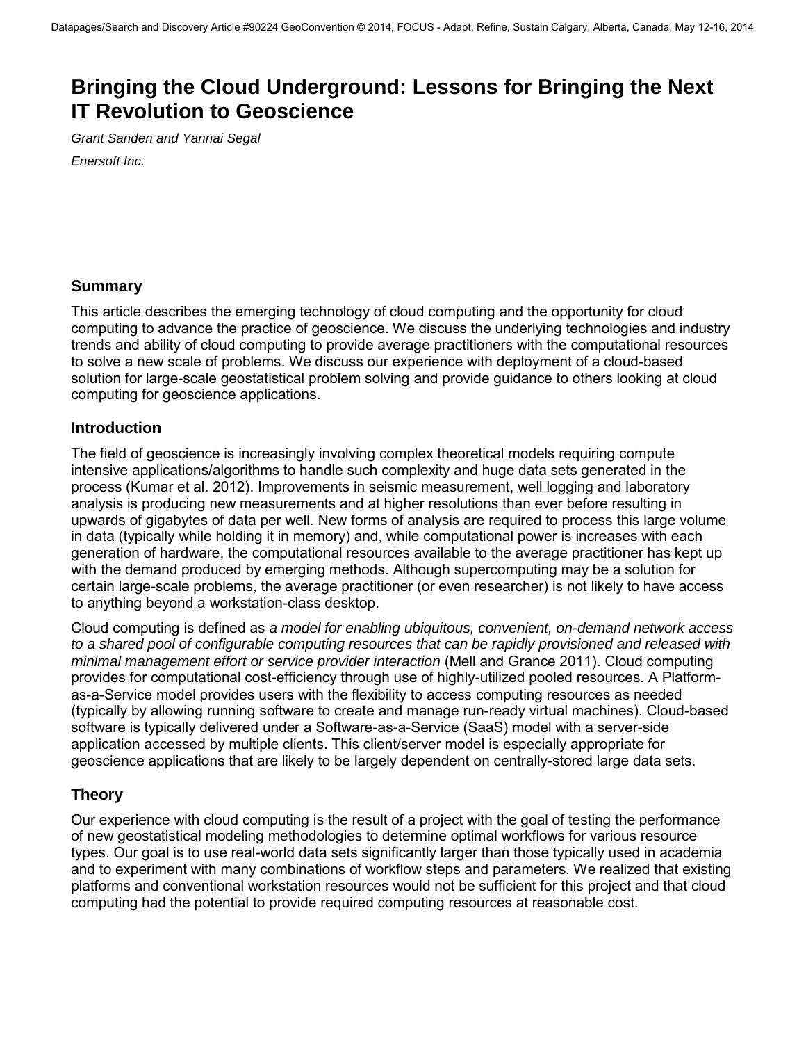# Bringing the Cloud Underground: Lessons for Bringing the Next IT Revolution to Geoscience

*Grant Sanden and Yannai Segal*

*Enersoft Inc.*

## Summary

This article describes the emerging technology of cloud computing and the opportunity for cloud computing to advance the practice of geoscience. We discuss the underlying technologies and industry trends and ability of cloud computing to provide average practitioners with the computational resources to solve a new scale of problems. We discuss our experience with deployment of a cloud-based solution for large-scale geostatistical problem solving and provide guidance to others looking at cloud computing for geoscience applications.

## Introduction

The field of geoscience is increasingly involving complex theoretical models requiring compute intensive applications/algorithms to handle such complexity and huge data sets generated in the process (Kumar et al. 2012). Improvements in seismic measurement, well logging and laboratory analysis is producing new measurements and at higher resolutions than ever before resulting in upwards of gigabytes of data per well. New forms of analysis are required to process this large volume in data (typically while holding it in memory) and, while computational power is increases with each generation of hardware, the computational resources available to the average practitioner has kept up with the demand produced by emerging methods. Although supercomputing may be a solution for certain large-scale problems, the average practitioner (or even researcher) is not likely to have access to anything beyond a workstation-class desktop.

Cloud computing is defined as *a model for enabling ubiquitous, convenient, on-demand network access to a shared pool of configurable computing resources that can be rapidly provisioned and released with minimal management effort or service provider interaction* (Mell and Grance 2011). Cloud computing provides for computational cost-efficiency through use of highly-utilized pooled resources. A Platform-as-a-Service model provides users with the flexibility to access computing resources as needed (typically by allowing running software to create and manage run-ready virtual machines). Cloud-based software is typically delivered under a Software-as-a-Service (SaaS) model with a server-side application accessed by multiple clients. This client/server model is especially appropriate for geoscience applications that are likely to be largely dependent on centrally-stored large data sets.

## Theory

Our experience with cloud computing is the result of a project with the goal of testing the performance of new geostatistical modeling methodologies to determine optimal workflows for various resource types. Our goal is to use real-world data sets significantly larger than those typically used in academia and to experiment with many combinations of workflow steps and parameters. We realized that existing platforms and conventional workstation resources would not be sufficient for this project and that cloud computing had the potential to provide required computing resources at reasonable cost.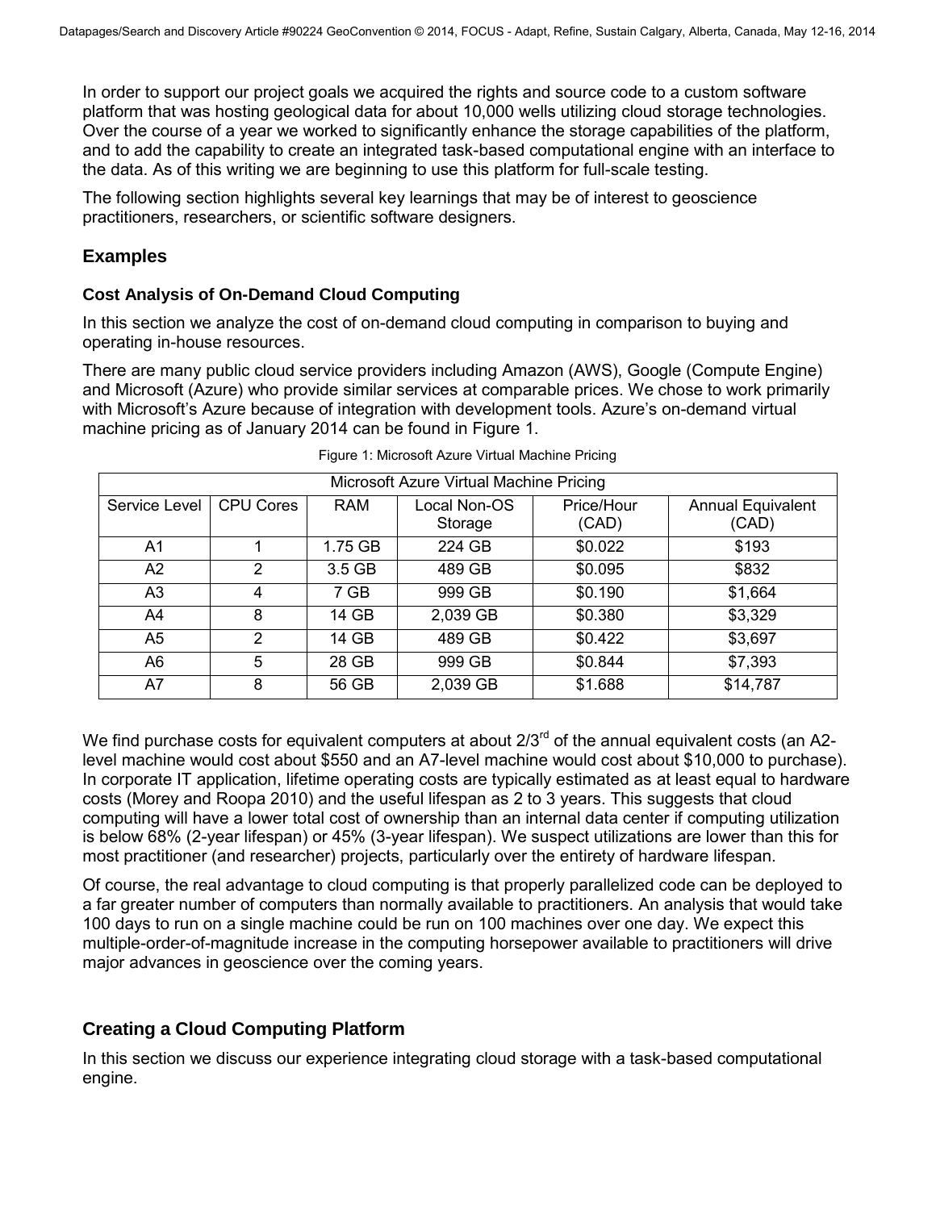In order to support our project goals we acquired the rights and source code to a custom software platform that was hosting geological data for about 10,000 wells utilizing cloud storage technologies. Over the course of a year we worked to significantly enhance the storage capabilities of the platform, and to add the capability to create an integrated task-based computational engine with an interface to the data. As of this writing we are beginning to use this platform for full-scale testing.

The following section highlights several key learnings that may be of interest to geoscience practitioners, researchers, or scientific software designers.

## Examples

### Cost Analysis of On-Demand Cloud Computing

In this section we analyze the cost of on-demand cloud computing in comparison to buying and operating in-house resources.

There are many public cloud service providers including Amazon (AWS), Google (Compute Engine) and Microsoft (Azure) who provide similar services at comparable prices. We chose to work primarily with Microsoft's Azure because of integration with development tools. Azure's on-demand virtual machine pricing as of January 2014 can be found in Figure 1.

Figure 1: Microsoft Azure Virtual Machine Pricing

| Microsoft Azure Virtual Machine Pricing | | | | | |
|---|---|---|---|---|---|
| Service Level | CPU Cores | RAM | Local Non-OS Storage | Price/Hour (CAD) | Annual Equivalent (CAD) |
| A1 | 1 | 1.75 GB | 224 GB | $0.022 | $193 |
| A2 | 2 | 3.5 GB | 489 GB | $0.095 | $832 |
| A3 | 4 | 7 GB | 999 GB | $0.190 | $1,664 |
| A4 | 8 | 14 GB | 2,039 GB | $0.380 | $3,329 |
| A5 | 2 | 14 GB | 489 GB | $0.422 | $3,697 |
| A6 | 5 | 28 GB | 999 GB | $0.844 | $7,393 |
| A7 | 8 | 56 GB | 2,039 GB | $1.688 | $14,787 |

We find purchase costs for equivalent computers at about 2/3rd of the annual equivalent costs (an A2-level machine would cost about $550 and an A7-level machine would cost about $10,000 to purchase). In corporate IT application, lifetime operating costs are typically estimated as at least equal to hardware costs (Morey and Roopa 2010) and the useful lifespan as 2 to 3 years. This suggests that cloud computing will have a lower total cost of ownership than an internal data center if computing utilization is below 68% (2-year lifespan) or 45% (3-year lifespan). We suspect utilizations are lower than this for most practitioner (and researcher) projects, particularly over the entirety of hardware lifespan.

Of course, the real advantage to cloud computing is that properly parallelized code can be deployed to a far greater number of computers than normally available to practitioners. An analysis that would take 100 days to run on a single machine could be run on 100 machines over one day. We expect this multiple-order-of-magnitude increase in the computing horsepower available to practitioners will drive major advances in geoscience over the coming years.

### Creating a Cloud Computing Platform

In this section we discuss our experience integrating cloud storage with a task-based computational engine.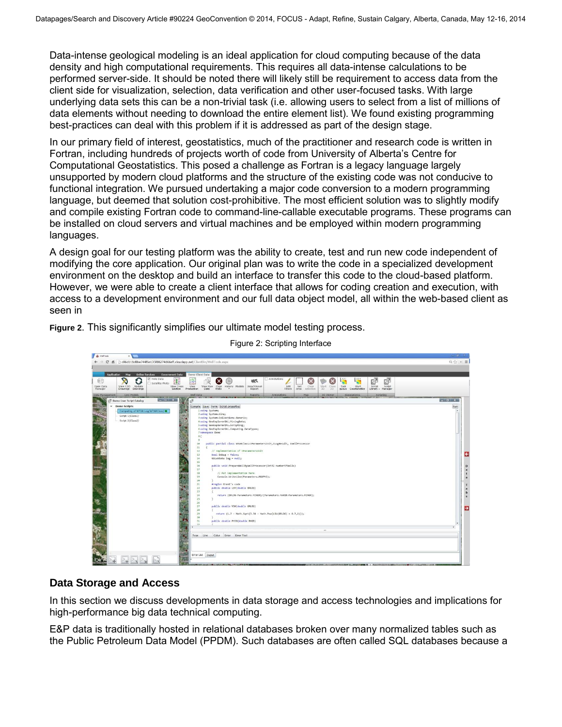Data-intense geological modeling is an ideal application for cloud computing because of the data density and high computational requirements. This requires all data-intense calculations to be performed server-side. It should be noted there will likely still be requirement to access data from the client side for visualization, selection, data verification and other user-focused tasks. With large underlying data sets this can be a non-trivial task (i.e. allowing users to select from a list of millions of data elements without needing to download the entire element list). We found existing programming best-practices can deal with this problem if it is addressed as part of the design stage.

In our primary field of interest, geostatistics, much of the practitioner and research code is written in Fortran, including hundreds of projects worth of code from University of Alberta's Centre for Computational Geostatistics. This posed a challenge as Fortran is a legacy language largely unsupported by modern cloud platforms and the structure of the existing code was not conducive to functional integration. We pursued undertaking a major code conversion to a modern programming language, but deemed that solution cost-prohibitive. The most efficient solution was to slightly modify and compile existing Fortran code to command-line-callable executable programs. These programs can be installed on cloud servers and virtual machines and be employed within modern programming languages.

A design goal for our testing platform was the ability to create, test and run new code independent of modifying the core application. Our original plan was to write the code in a specialized development environment on the desktop and build an interface to transfer this code to the cloud-based platform. However, we were able to create a client interface that allows for coding creation and execution, with access to a development environment and our full data object model, all within the web-based client as seen in

**Figure 2**. This significantly simplifies our ultimate model testing process.

Figure 2: Scripting Interface

## Data Storage and Access

In this section we discuss developments in data storage and access technologies and implications for high-performance big data technical computing.

E&P data is traditionally hosted in relational databases broken over many normalized tables such as the Public Petroleum Data Model (PPDM). Such databases are often called SQL databases because a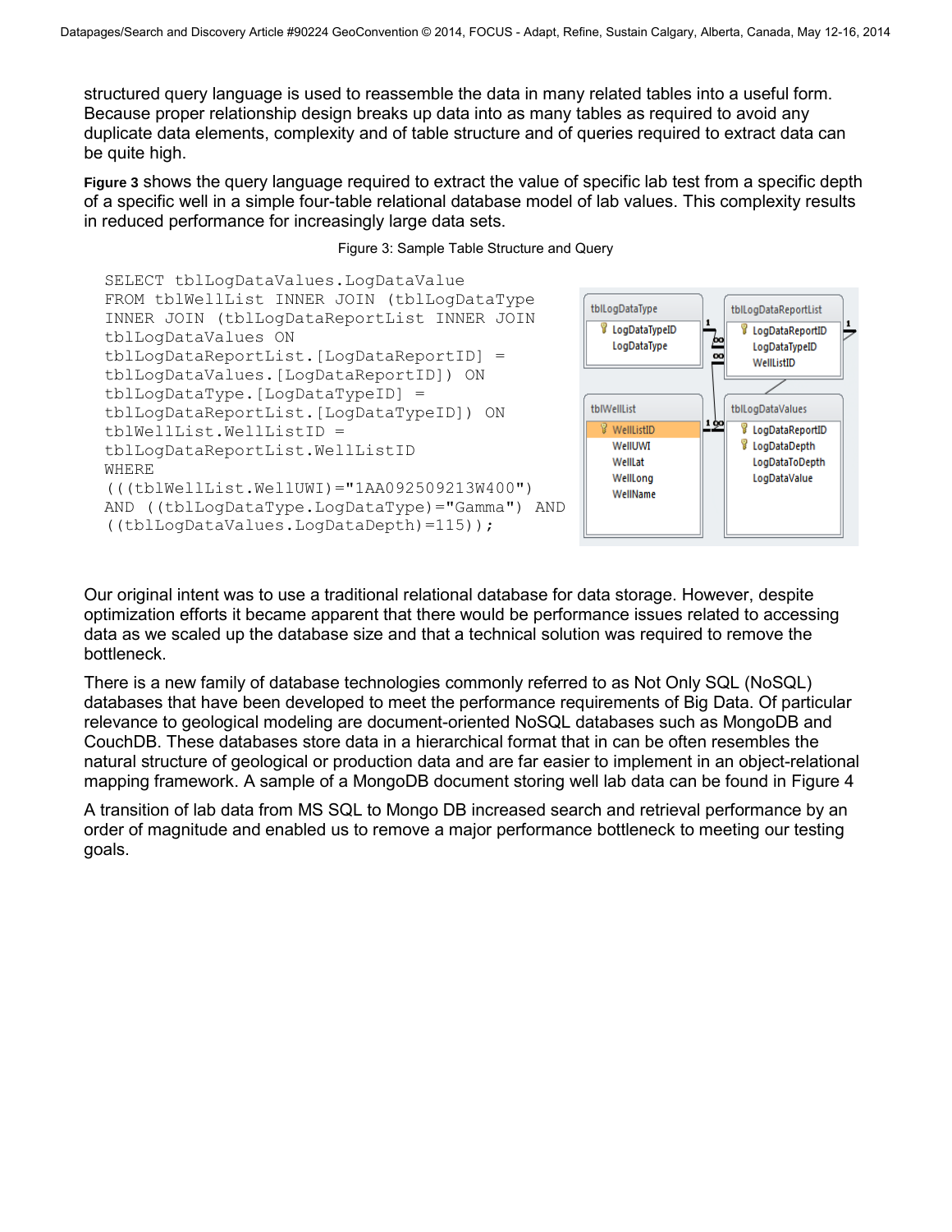structured query language is used to reassemble the data in many related tables into a useful form. Because proper relationship design breaks up data into as many tables as required to avoid any duplicate data elements, complexity and of table structure and of queries required to extract data can be quite high.

**Figure 3** shows the query language required to extract the value of specific lab test from a specific depth of a specific well in a simple four-table relational database model of lab values. This complexity results in reduced performance for increasingly large data sets.

Figure 3: Sample Table Structure and Query

```
SELECT tblLogDataValues.LogDataValue
FROM tblWellList INNER JOIN (tblLogDataType
INNER JOIN (tblLogDataReportList INNER JOIN
tblLogDataValues ON
tblLogDataReportList.[LogDataReportID] =
tblLogDataValues.[LogDataReportID]) ON
tblLogDataType.[LogDataTypeID] =
tblLogDataReportList.[LogDataTypeID]) ON
tblWellList.WellListID =
tblLogDataReportList.WellListID
WHERE
(((tblWellList.WellUWI)="1AA092509213W400")
AND ((tblLogDataType.LogDataType)="Gamma") AND
((tblLogDataValues.LogDataDepth)=115));
```

Our original intent was to use a traditional relational database for data storage. However, despite optimization efforts it became apparent that there would be performance issues related to accessing data as we scaled up the database size and that a technical solution was required to remove the bottleneck.

There is a new family of database technologies commonly referred to as Not Only SQL (NoSQL) databases that have been developed to meet the performance requirements of Big Data. Of particular relevance to geological modeling are document-oriented NoSQL databases such as MongoDB and CouchDB. These databases store data in a hierarchical format that in can be often resembles the natural structure of geological or production data and are far easier to implement in an object-relational mapping framework. A sample of a MongoDB document storing well lab data can be found in Figure 4

A transition of lab data from MS SQL to Mongo DB increased search and retrieval performance by an order of magnitude and enabled us to remove a major performance bottleneck to meeting our testing goals.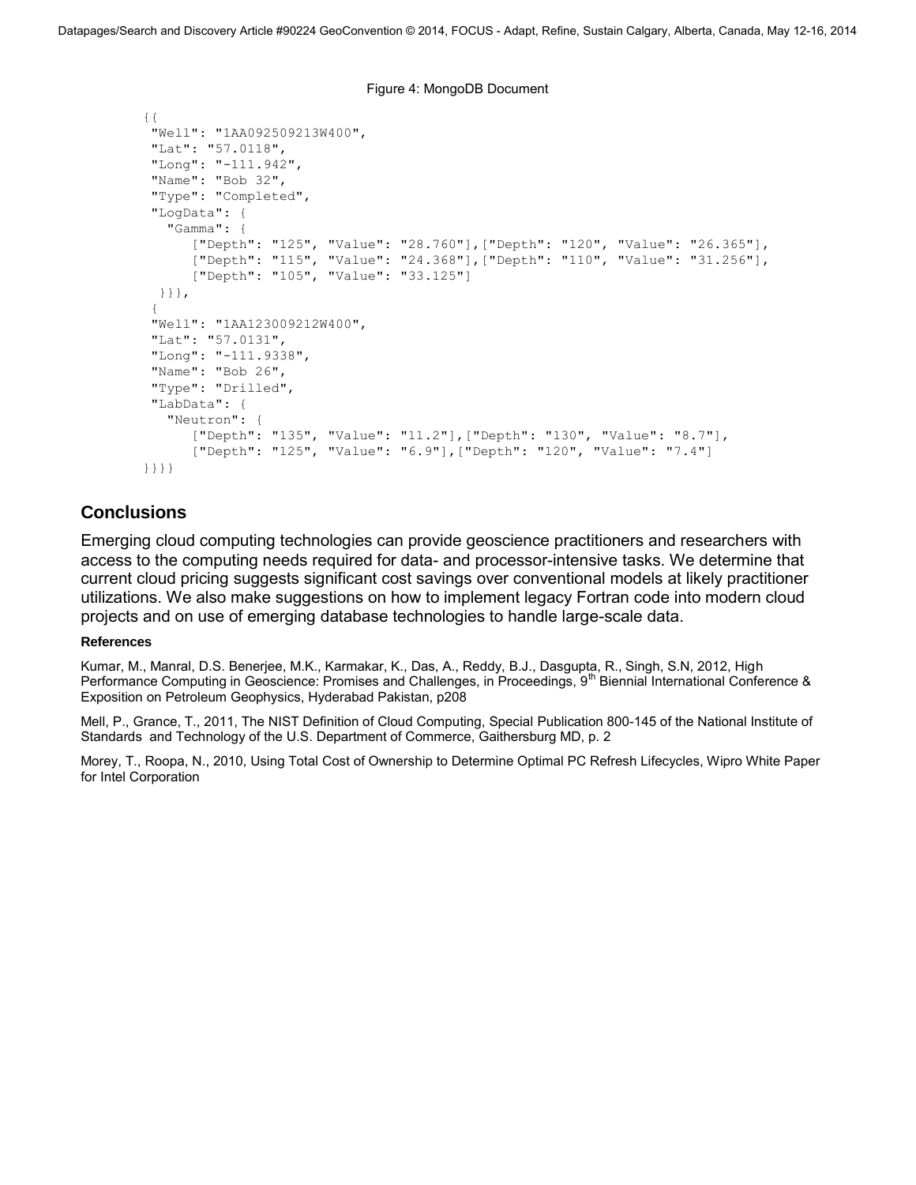Figure 4: MongoDB Document

```
{{
 "Well": "1AA092509213W400",
 "Lat": "57.0118",
 "Long": "-111.942",
 "Name": "Bob 32",
 "Type": "Completed",
 "LogData": {
   "Gamma": {
       ["Depth": "125", "Value": "28.760"],["Depth": "120", "Value": "26.365"],
       ["Depth": "115", "Value": "24.368"],["Depth": "110", "Value": "31.256"],
       ["Depth": "105", "Value": "33.125"]
  }}},
 {
 "Well": "1AA123009212W400",
 "Lat": "57.0131",
 "Long": "-111.9338",
 "Name": "Bob 26",
 "Type": "Drilled",
 "LabData": {
   "Neutron": {
       ["Depth": "135", "Value": "11.2"],["Depth": "130", "Value": "8.7"],
       ["Depth": "125", "Value": "6.9"],["Depth": "120", "Value": "7.4"]
}}}}
```

## Conclusions

Emerging cloud computing technologies can provide geoscience practitioners and researchers with access to the computing needs required for data- and processor-intensive tasks. We determine that current cloud pricing suggests significant cost savings over conventional models at likely practitioner utilizations. We also make suggestions on how to implement legacy Fortran code into modern cloud projects and on use of emerging database technologies to handle large-scale data.

### References

Kumar, M., Manral, D.S. Benerjee, M.K., Karmakar, K., Das, A., Reddy, B.J., Dasgupta, R., Singh, S.N, 2012, High Performance Computing in Geoscience: Promises and Challenges, in Proceedings, 9th Biennial International Conference & Exposition on Petroleum Geophysics, Hyderabad Pakistan, p208

Mell, P., Grance, T., 2011, The NIST Definition of Cloud Computing, Special Publication 800-145 of the National Institute of Standards and Technology of the U.S. Department of Commerce, Gaithersburg MD, p. 2

Morey, T., Roopa, N., 2010, Using Total Cost of Ownership to Determine Optimal PC Refresh Lifecycles, Wipro White Paper for Intel Corporation